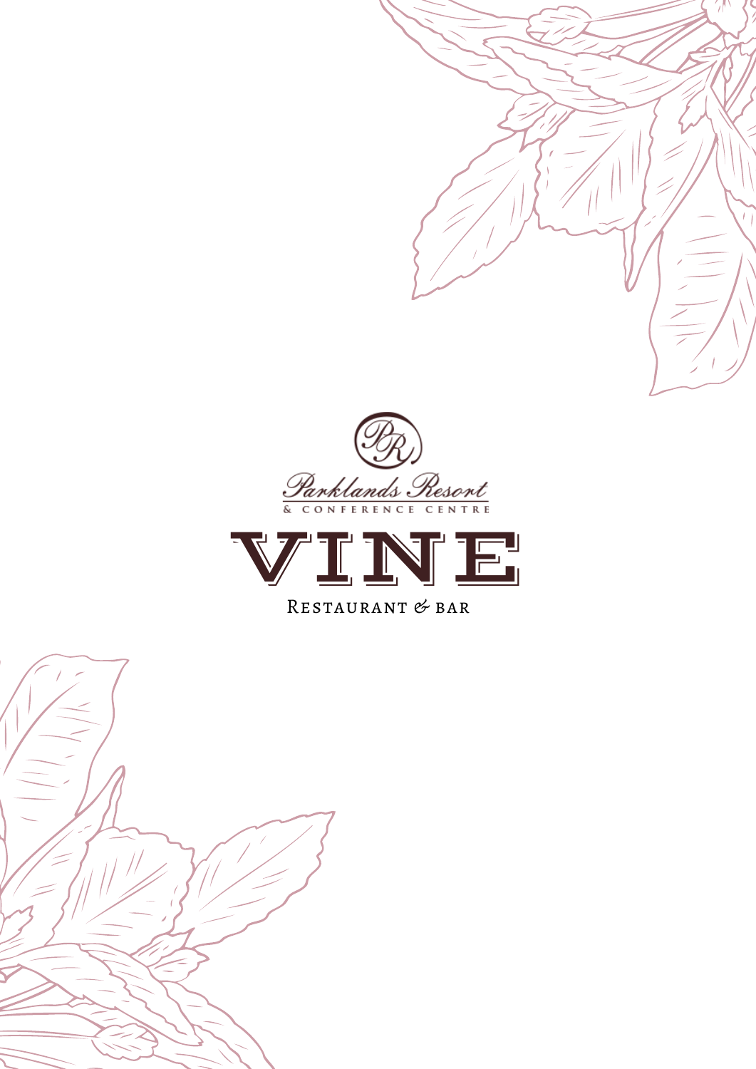Parklands Resort

& CONFERENCE CENTRE

# VINE

RESTAURANT & BAR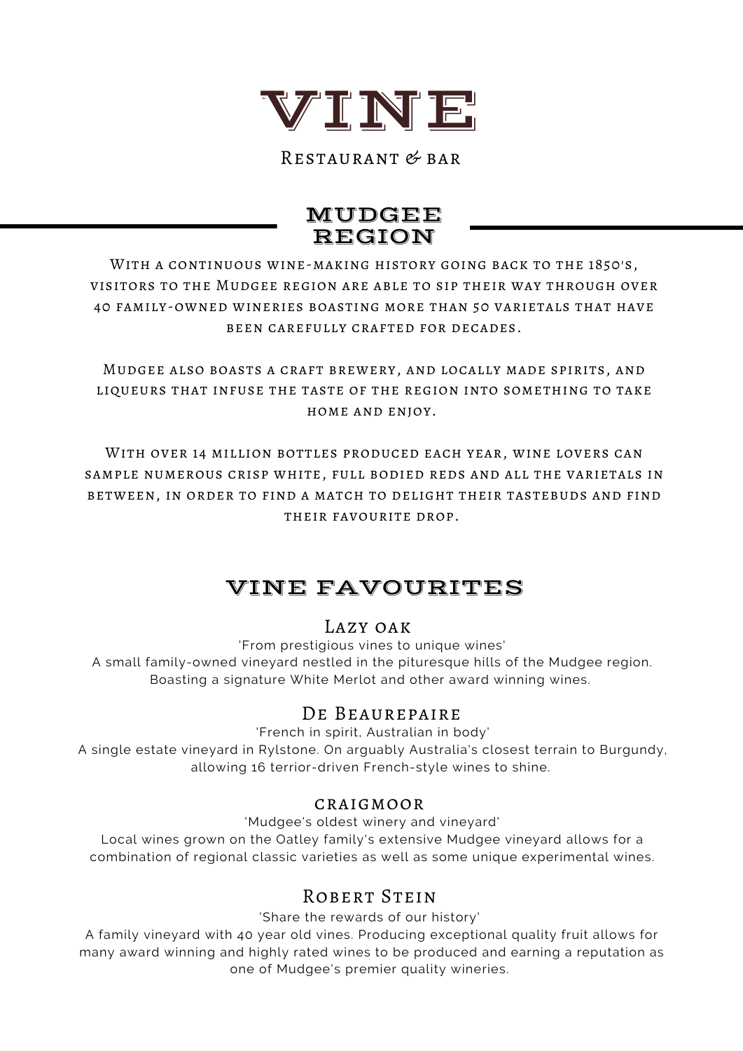# VINE

Restaurant & bar

## MUDGEE REGION

With a continuous wine-making history going back to the 1850's, visitors to the Mudgee region are able to sip their way through over 40 family-owned wineries boasting more than 50 varietals that have been carefully crafted for decades.

Mudgee also boasts a craft brewery, and locally made spirits, and liqueurs that infuse the taste of the region into something to take home and enjoy.

With over 14 million bottles produced each year, wine lovers can sample numerous crisp white, full bodied reds and all the varietals in between, in order to find a match to delight their tastebuds and find their favourite drop.

## VINE FAVOURITES

### Lazy oak

'From prestigious vines to unique wines'
A small family-owned vineyard nestled in the piturесque hills of the Mudgee region. Boasting a signature White Merlot and other award winning wines.

### De Beaurepaire

'French in spirit, Australian in body'
A single estate vineyard in Rylstone. On arguably Australia's closest terrain to Burgundy, allowing 16 terrior-driven French-style wines to shine.

### craigmoor

'Mudgee's oldest winery and vineyard'
Local wines grown on the Oatley family's extensive Mudgee vineyard allows for a combination of regional classic varieties as well as some unique experimental wines.

### Robert Stein

'Share the rewards of our history'
A family vineyard with 40 year old vines. Producing exceptional quality fruit allows for many award winning and highly rated wines to be produced and earning a reputation as one of Mudgee's premier quality wineries.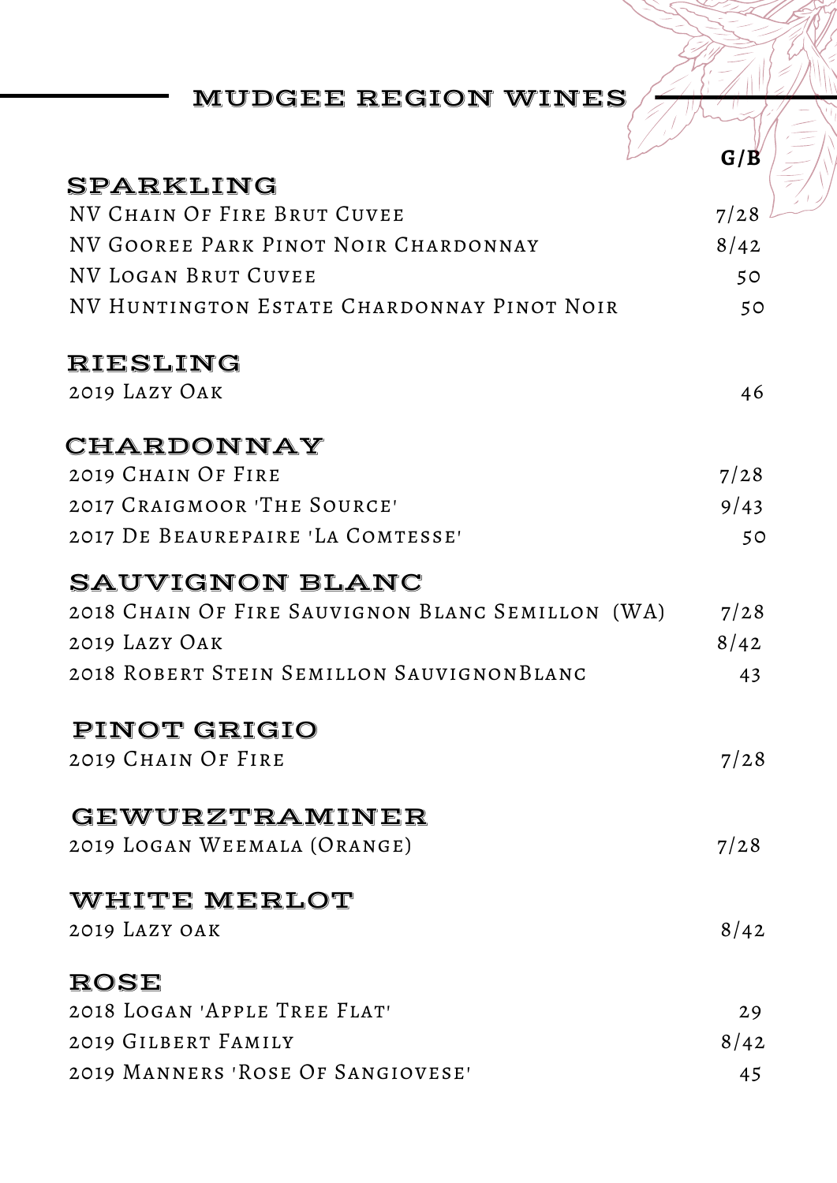## MUDGEE REGION WINES

| | G/B |
|---|---|
| **SPARKLING** | |
| NV Chain Of Fire Brut Cuvee | 7/28 |
| NV Gooree Park Pinot Noir Chardonnay | 8/42 |
| NV Logan Brut Cuvee | 50 |
| NV Huntington Estate Chardonnay Pinot Noir | 50 |
| **RIESLING** | |
| 2019 Lazy Oak | 46 |
| **CHARDONNAY** | |
| 2019 Chain Of Fire | 7/28 |
| 2017 Craigmoor 'The Source' | 9/43 |
| 2017 De Beaurepaire 'La Comtesse' | 50 |
| **SAUVIGNON BLANC** | |
| 2018 Chain Of Fire Sauvignon Blanc Semillon (WA) | 7/28 |
| 2019 Lazy Oak | 8/42 |
| 2018 Robert Stein Semillon SauvignonBlanc | 43 |
| **PINOT GRIGIO** | |
| 2019 Chain Of Fire | 7/28 |
| **GEWURZTRAMINER** | |
| 2019 Logan Weemala (Orange) | 7/28 |
| **WHITE MERLOT** | |
| 2019 Lazy oak | 8/42 |
| **ROSE** | |
| 2018 Logan 'Apple Tree Flat' | 29 |
| 2019 Gilbert Family | 8/42 |
| 2019 Manners 'Rose Of Sangiovese' | 45 |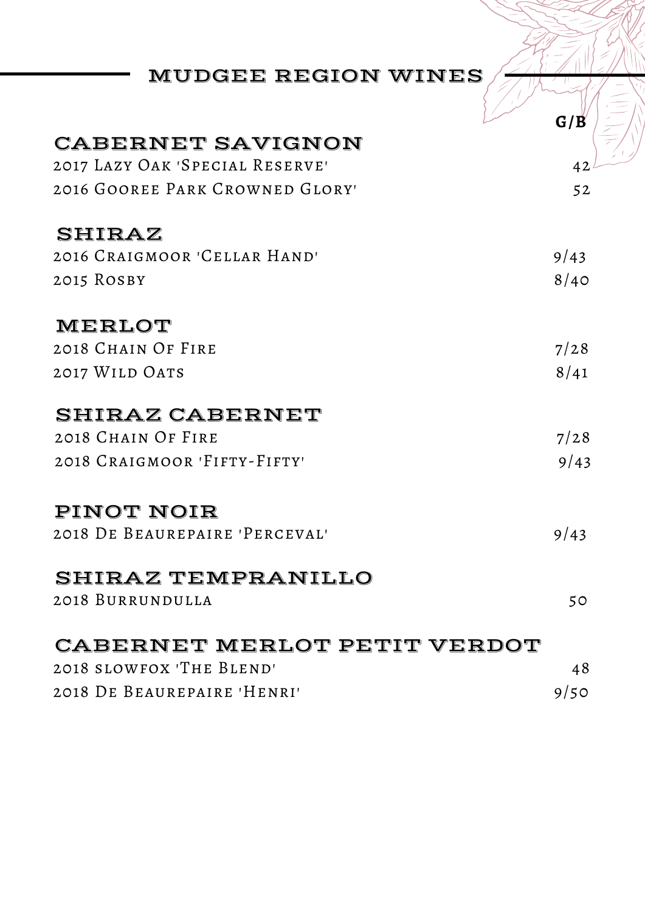## MUDGEE REGION WINES

| | G/B |
|---|---|
| **CABERNET SAVIGNON** | |
| 2017 Lazy Oak 'Special Reserve' | 42 |
| 2016 Gooree Park Crowned Glory' | 52 |
| **SHIRAZ** | |
| 2016 Craigmoor 'Cellar Hand' | 9/43 |
| 2015 Rosby | 8/40 |
| **MERLOT** | |
| 2018 Chain Of Fire | 7/28 |
| 2017 Wild Oats | 8/41 |
| **SHIRAZ CABERNET** | |
| 2018 Chain Of Fire | 7/28 |
| 2018 Craigmoor 'Fifty-Fifty' | 9/43 |
| **PINOT NOIR** | |
| 2018 De Beaurepaire 'Perceval' | 9/43 |
| **SHIRAZ TEMPRANILLO** | |
| 2018 Burrundulla | 50 |
| **CABERNET MERLOT PETIT VERDOT** | |
| 2018 slowfox 'The Blend' | 48 |
| 2018 De Beaurepaire 'Henri' | 9/50 |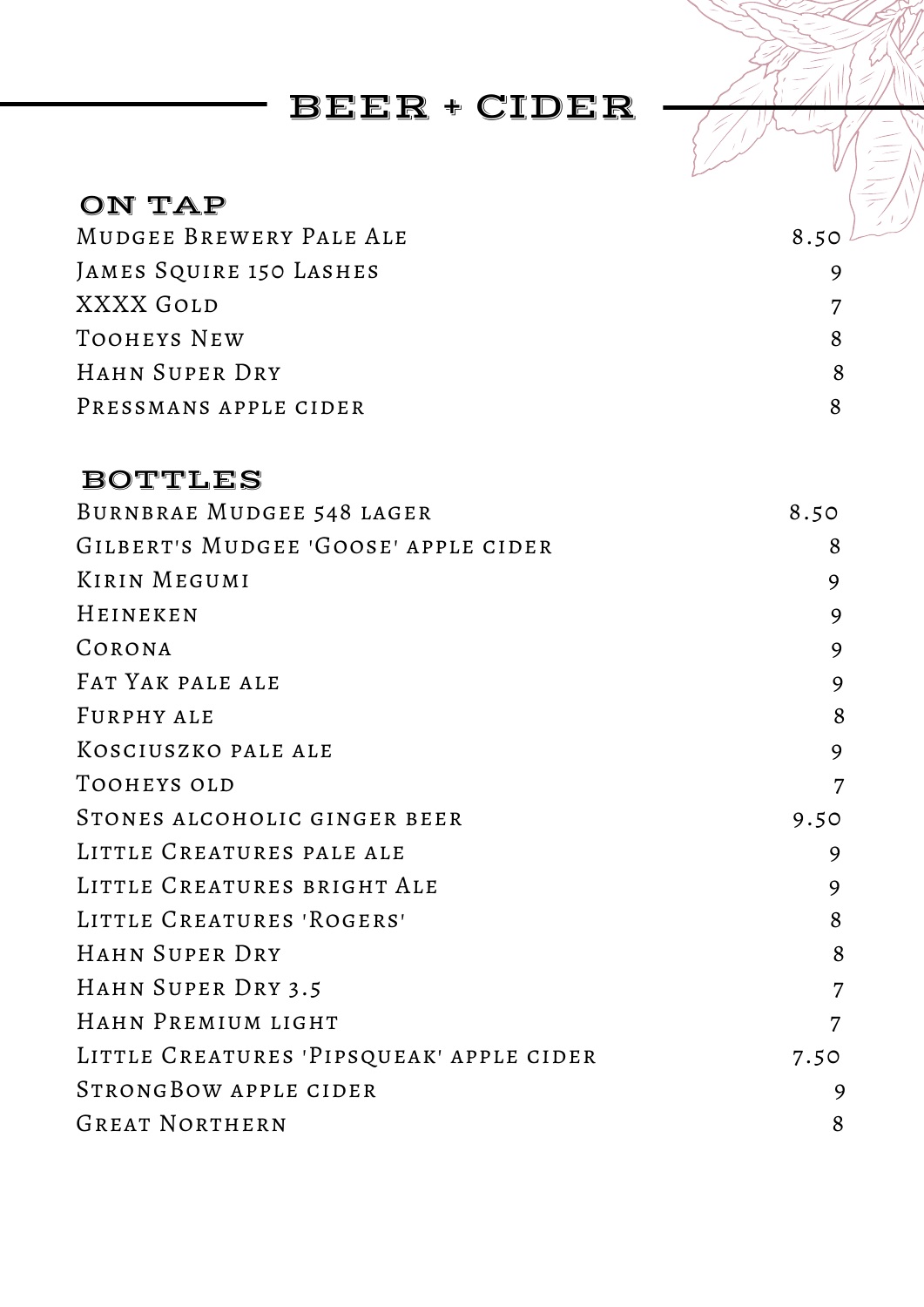# BEER + CIDER

## ON TAP

| Item | Price |
|---|---|
| Mudgee Brewery Pale Ale | 8.50 |
| James Squire 150 Lashes | 9 |
| XXXX Gold | 7 |
| Tooheys New | 8 |
| Hahn Super Dry | 8 |
| Pressmans apple cider | 8 |

## BOTTLES

| Item | Price |
|---|---|
| Burnbrae Mudgee 548 lager | 8.50 |
| Gilbert's Mudgee 'Goose' apple cider | 8 |
| Kirin Megumi | 9 |
| Heineken | 9 |
| Corona | 9 |
| Fat Yak pale ale | 9 |
| Furphy ale | 8 |
| Kosciuszko pale ale | 9 |
| Tooheys old | 7 |
| Stones alcoholic ginger beer | 9.50 |
| Little Creatures pale ale | 9 |
| Little Creatures bright Ale | 9 |
| Little Creatures 'Rogers' | 8 |
| Hahn Super Dry | 8 |
| Hahn Super Dry 3.5 | 7 |
| Hahn Premium light | 7 |
| Little Creatures 'Pipsqueak' apple cider | 7.50 |
| StrongBow apple cider | 9 |
| Great Northern | 8 |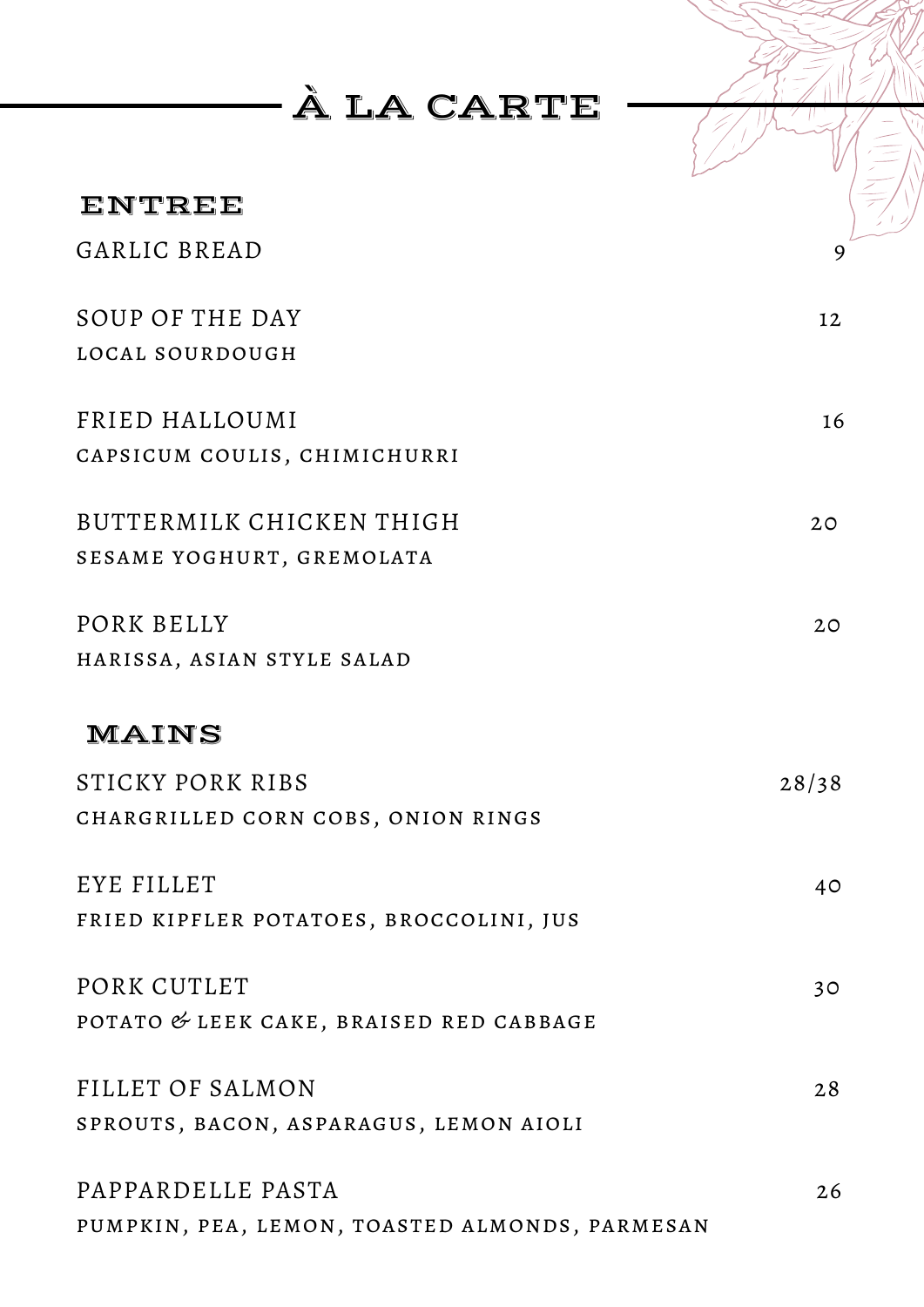# À LA CARTE

## ENTREE

GARLIC BREAD 9

SOUP OF THE DAY 12
LOCAL SOURDOUGH

FRIED HALLOUMI 16
CAPSICUM COULIS, CHIMICHURRI

BUTTERMILK CHICKEN THIGH 20
SESAME YOGHURT, GREMOLATA

PORK BELLY 20
HARISSA, ASIAN STYLE SALAD

## MAINS

STICKY PORK RIBS 28/38
CHARGRILLED CORN COBS, ONION RINGS

EYE FILLET 40
FRIED KIPFLER POTATOES, BROCCOLINI, JUS

PORK CUTLET 30
POTATO & LEEK CAKE, BRAISED RED CABBAGE

FILLET OF SALMON 28
SPROUTS, BACON, ASPARAGUS, LEMON AIOLI

PAPPARDELLE PASTA 26
PUMPKIN, PEA, LEMON, TOASTED ALMONDS, PARMESAN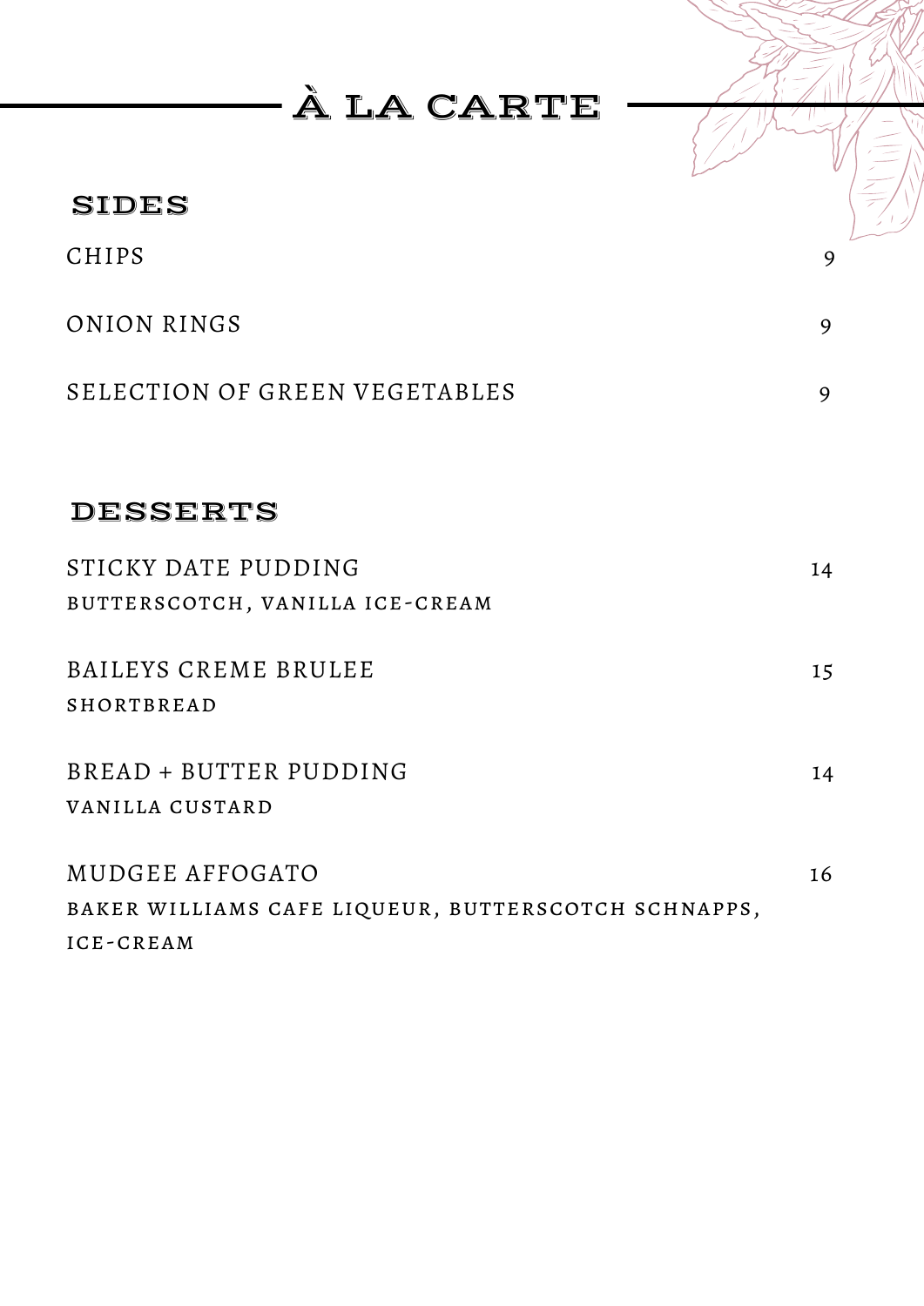# À LA CARTE

## SIDES

CHIPS 9

ONION RINGS 9

SELECTION OF GREEN VEGETABLES 9

## DESSERTS

STICKY DATE PUDDING 14
BUTTERSCOTCH, VANILLA ICE-CREAM

BAILEYS CREME BRULEE 15
SHORTBREAD

BREAD + BUTTER PUDDING 14
VANILLA CUSTARD

MUDGEE AFFOGATO 16
BAKER WILLIAMS CAFE LIQUEUR, BUTTERSCOTCH SCHNAPPS, ICE-CREAM